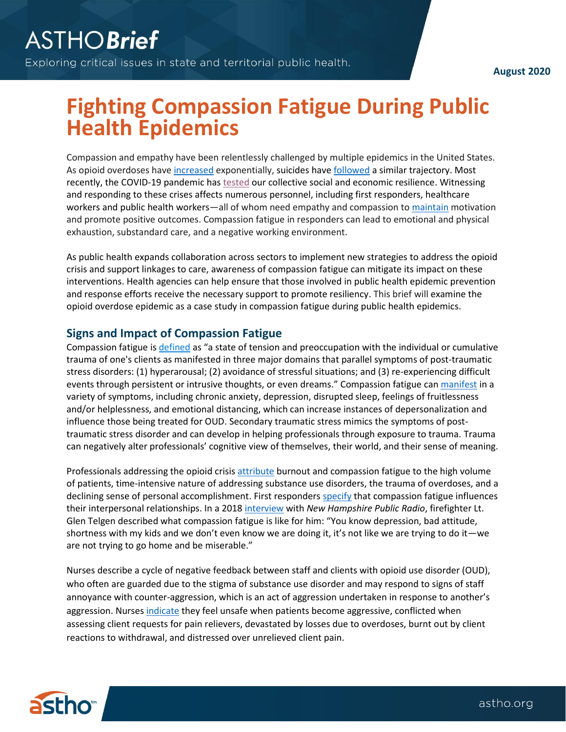# Fighting Compassion Fatigue During Public Health Epidemics

Compassion and empathy have been relentlessly challenged by multiple epidemics in the United States. As opioid overdoses have increased exponentially, suicides have followed a similar trajectory. Most recently, the COVID-19 pandemic has tested our collective social and economic resilience. Witnessing and responding to these crises affects numerous personnel, including first responders, healthcare workers and public health workers—all of whom need empathy and compassion to maintain motivation and promote positive outcomes. Compassion fatigue in responders can lead to emotional and physical exhaustion, substandard care, and a negative working environment.

As public health expands collaboration across sectors to implement new strategies to address the opioid crisis and support linkages to care, awareness of compassion fatigue can mitigate its impact on these interventions. Health agencies can help ensure that those involved in public health epidemic prevention and response efforts receive the necessary support to promote resiliency. This brief will examine the opioid overdose epidemic as a case study in compassion fatigue during public health epidemics.

## Signs and Impact of Compassion Fatigue

Compassion fatigue is defined as "a state of tension and preoccupation with the individual or cumulative trauma of one's clients as manifested in three major domains that parallel symptoms of post-traumatic stress disorders: (1) hyperarousal; (2) avoidance of stressful situations; and (3) re-experiencing difficult events through persistent or intrusive thoughts, or even dreams." Compassion fatigue can manifest in a variety of symptoms, including chronic anxiety, depression, disrupted sleep, feelings of fruitlessness and/or helplessness, and emotional distancing, which can increase instances of depersonalization and influence those being treated for OUD. Secondary traumatic stress mimics the symptoms of post-traumatic stress disorder and can develop in helping professionals through exposure to trauma. Trauma can negatively alter professionals' cognitive view of themselves, their world, and their sense of meaning.

Professionals addressing the opioid crisis attribute burnout and compassion fatigue to the high volume of patients, time-intensive nature of addressing substance use disorders, the trauma of overdoses, and a declining sense of personal accomplishment. First responders specify that compassion fatigue influences their interpersonal relationships. In a 2018 interview with *New Hampshire Public Radio*, firefighter Lt. Glen Telgen described what compassion fatigue is like for him: "You know depression, bad attitude, shortness with my kids and we don't even know we are doing it, it's not like we are trying to do it—we are not trying to go home and be miserable."

Nurses describe a cycle of negative feedback between staff and clients with opioid use disorder (OUD), who often are guarded due to the stigma of substance use disorder and may respond to signs of staff annoyance with counter-aggression, which is an act of aggression undertaken in response to another's aggression. Nurses indicate they feel unsafe when patients become aggressive, conflicted when assessing client requests for pain relievers, devastated by losses due to overdoses, burnt out by client reactions to withdrawal, and distressed over unrelieved client pain.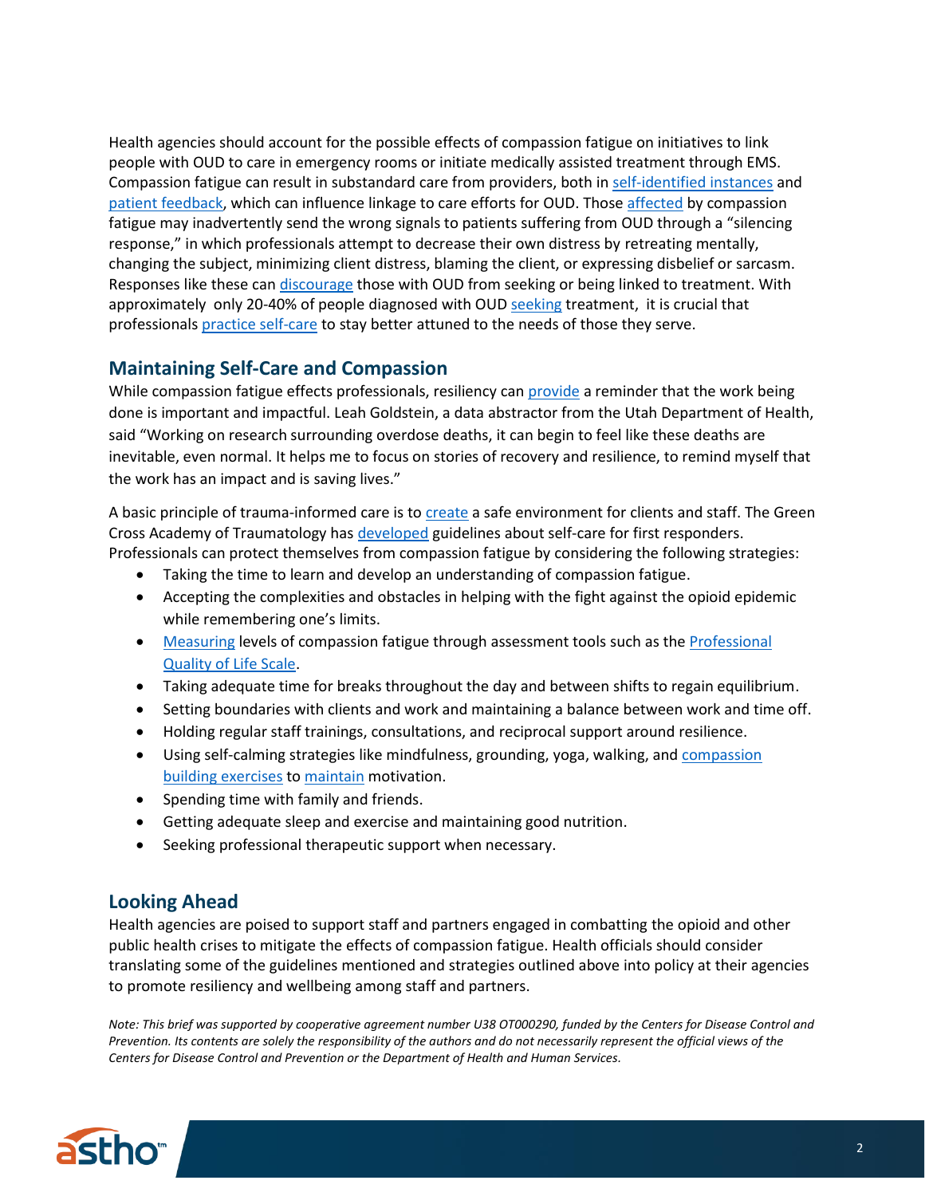Health agencies should account for the possible effects of compassion fatigue on initiatives to link people with OUD to care in emergency rooms or initiate medically assisted treatment through EMS. Compassion fatigue can result in substandard care from providers, both in self-identified instances and patient feedback, which can influence linkage to care efforts for OUD. Those affected by compassion fatigue may inadvertently send the wrong signals to patients suffering from OUD through a "silencing response," in which professionals attempt to decrease their own distress by retreating mentally, changing the subject, minimizing client distress, blaming the client, or expressing disbelief or sarcasm. Responses like these can discourage those with OUD from seeking or being linked to treatment. With approximately only 20-40% of people diagnosed with OUD seeking treatment, it is crucial that professionals practice self-care to stay better attuned to the needs of those they serve.

## Maintaining Self-Care and Compassion

While compassion fatigue effects professionals, resiliency can provide a reminder that the work being done is important and impactful. Leah Goldstein, a data abstractor from the Utah Department of Health, said "Working on research surrounding overdose deaths, it can begin to feel like these deaths are inevitable, even normal. It helps me to focus on stories of recovery and resilience, to remind myself that the work has an impact and is saving lives."

A basic principle of trauma-informed care is to create a safe environment for clients and staff. The Green Cross Academy of Traumatology has developed guidelines about self-care for first responders. Professionals can protect themselves from compassion fatigue by considering the following strategies:

- Taking the time to learn and develop an understanding of compassion fatigue.
- Accepting the complexities and obstacles in helping with the fight against the opioid epidemic while remembering one's limits.
- Measuring levels of compassion fatigue through assessment tools such as the Professional Quality of Life Scale.
- Taking adequate time for breaks throughout the day and between shifts to regain equilibrium.
- Setting boundaries with clients and work and maintaining a balance between work and time off.
- Holding regular staff trainings, consultations, and reciprocal support around resilience.
- Using self-calming strategies like mindfulness, grounding, yoga, walking, and compassion building exercises to maintain motivation.
- Spending time with family and friends.
- Getting adequate sleep and exercise and maintaining good nutrition.
- Seeking professional therapeutic support when necessary.

## Looking Ahead

Health agencies are poised to support staff and partners engaged in combatting the opioid and other public health crises to mitigate the effects of compassion fatigue. Health officials should consider translating some of the guidelines mentioned and strategies outlined above into policy at their agencies to promote resiliency and wellbeing among staff and partners.

*Note: This brief was supported by cooperative agreement number U38 OT000290, funded by the Centers for Disease Control and Prevention. Its contents are solely the responsibility of the authors and do not necessarily represent the official views of the Centers for Disease Control and Prevention or the Department of Health and Human Services.*